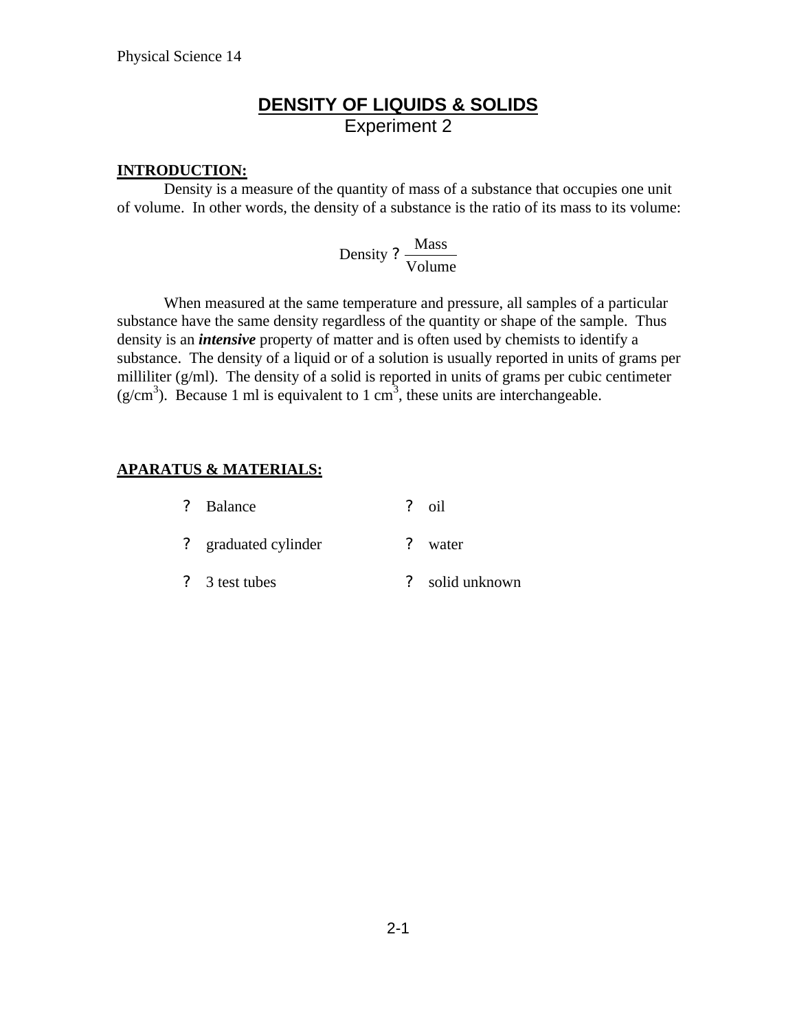# DENSITY OF LIQUIDS & SOLIDS

Experiment 2

## INTRODUCTION:

Density is a measure of the quantity of mass of a substance that occupies one unit of volume. In other words, the density of a substance is the ratio of its mass to its volume:

$$\text{Density} ? \frac{\text{Mass}}{\text{Volume}}$$

When measured at the same temperature and pressure, all samples of a particular substance have the same density regardless of the quantity or shape of the sample. Thus density is an ***intensive*** property of matter and is often used by chemists to identify a substance. The density of a liquid or of a solution is usually reported in units of grams per milliliter (g/ml). The density of a solid is reported in units of grams per cubic centimeter ($g/cm^3$). Because 1 ml is equivalent to 1 $cm^3$, these units are interchangeable.

## APARATUS & MATERIALS:

- Balance
- graduated cylinder
- 3 test tubes
- oil
- water
- solid unknown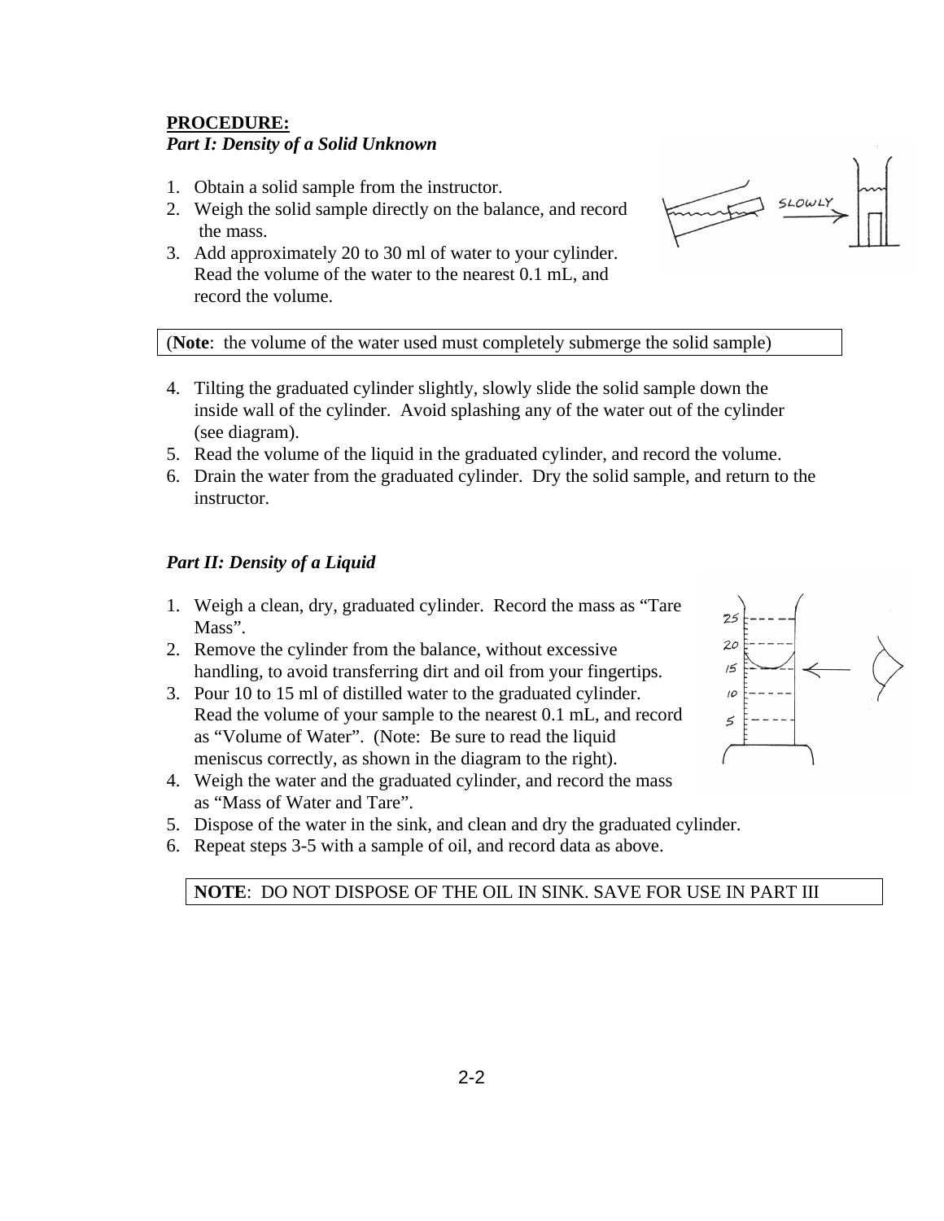**PROCEDURE:**
***Part I: Density of a Solid Unknown***

1. Obtain a solid sample from the instructor.
2. Weigh the solid sample directly on the balance, and record the mass.
3. Add approximately 20 to 30 ml of water to your cylinder. Read the volume of the water to the nearest 0.1 mL, and record the volume.

(**Note**: the volume of the water used must completely submerge the solid sample)

4. Tilting the graduated cylinder slightly, slowly slide the solid sample down the inside wall of the cylinder. Avoid splashing any of the water out of the cylinder (see diagram).
5. Read the volume of the liquid in the graduated cylinder, and record the volume.
6. Drain the water from the graduated cylinder. Dry the solid sample, and return to the instructor.

***Part II: Density of a Liquid***

1. Weigh a clean, dry, graduated cylinder. Record the mass as "Tare Mass".
2. Remove the cylinder from the balance, without excessive handling, to avoid transferring dirt and oil from your fingertips.
3. Pour 10 to 15 ml of distilled water to the graduated cylinder. Read the volume of your sample to the nearest 0.1 mL, and record as "Volume of Water". (Note: Be sure to read the liquid meniscus correctly, as shown in the diagram to the right).
4. Weigh the water and the graduated cylinder, and record the mass as "Mass of Water and Tare".
5. Dispose of the water in the sink, and clean and dry the graduated cylinder.
6. Repeat steps 3-5 with a sample of oil, and record data as above.

**NOTE**: DO NOT DISPOSE OF THE OIL IN SINK. SAVE FOR USE IN PART III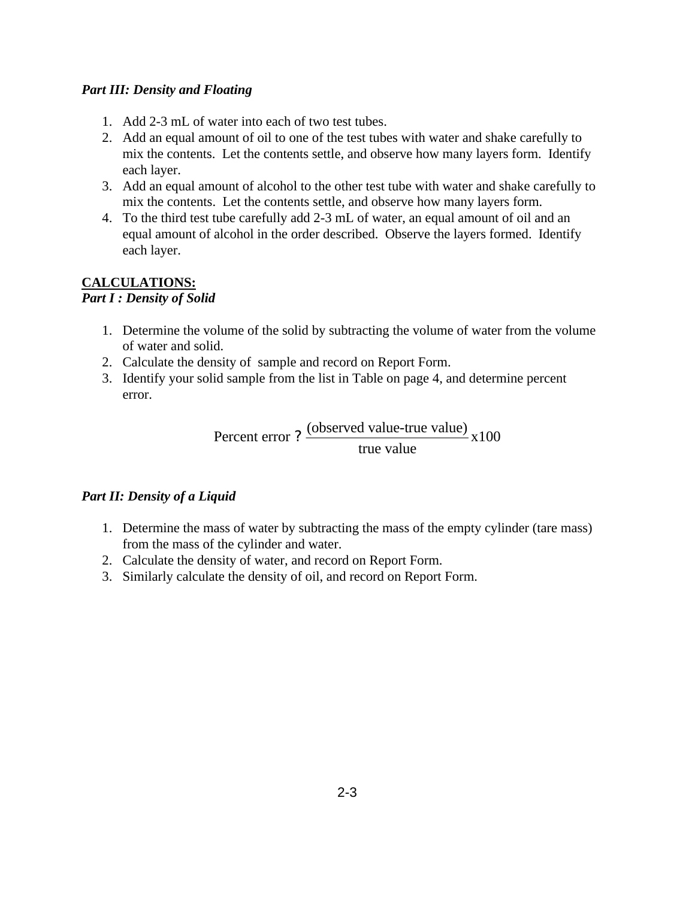*Part III: Density and Floating*

1. Add 2-3 mL of water into each of two test tubes.
2. Add an equal amount of oil to one of the test tubes with water and shake carefully to mix the contents. Let the contents settle, and observe how many layers form. Identify each layer.
3. Add an equal amount of alcohol to the other test tube with water and shake carefully to mix the contents. Let the contents settle, and observe how many layers form.
4. To the third test tube carefully add 2-3 mL of water, an equal amount of oil and an equal amount of alcohol in the order described. Observe the layers formed. Identify each layer.

**CALCULATIONS:**

*Part I : Density of Solid*

1. Determine the volume of the solid by subtracting the volume of water from the volume of water and solid.
2. Calculate the density of sample and record on Report Form.
3. Identify your solid sample from the list in Table on page 4, and determine percent error.

$$\text{Percent error } ? \ \frac{\text{(observed value-true value)}}{\text{true value}} \text{x}100$$

*Part II: Density of a Liquid*

1. Determine the mass of water by subtracting the mass of the empty cylinder (tare mass) from the mass of the cylinder and water.
2. Calculate the density of water, and record on Report Form.
3. Similarly calculate the density of oil, and record on Report Form.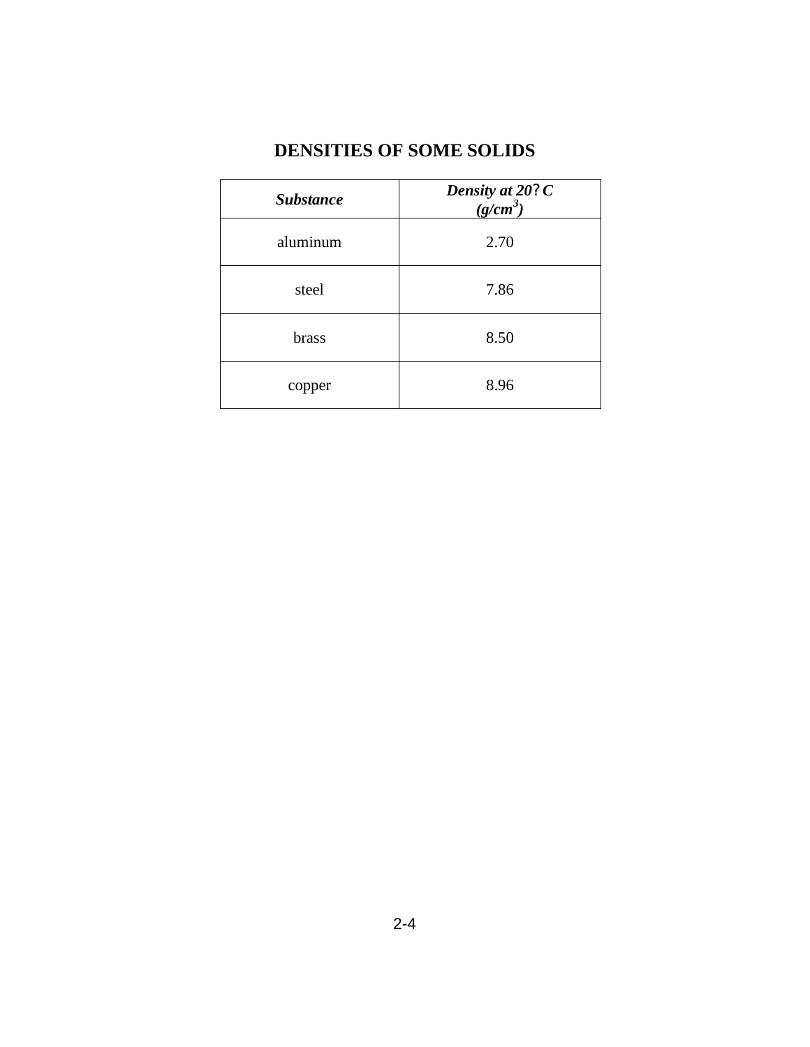## DENSITIES OF SOME SOLIDS

| ***Substance*** | ***Density at 20?C (g/cm$^3$)*** |
|---|---|
| aluminum | 2.70 |
| steel | 7.86 |
| brass | 8.50 |
| copper | 8.96 |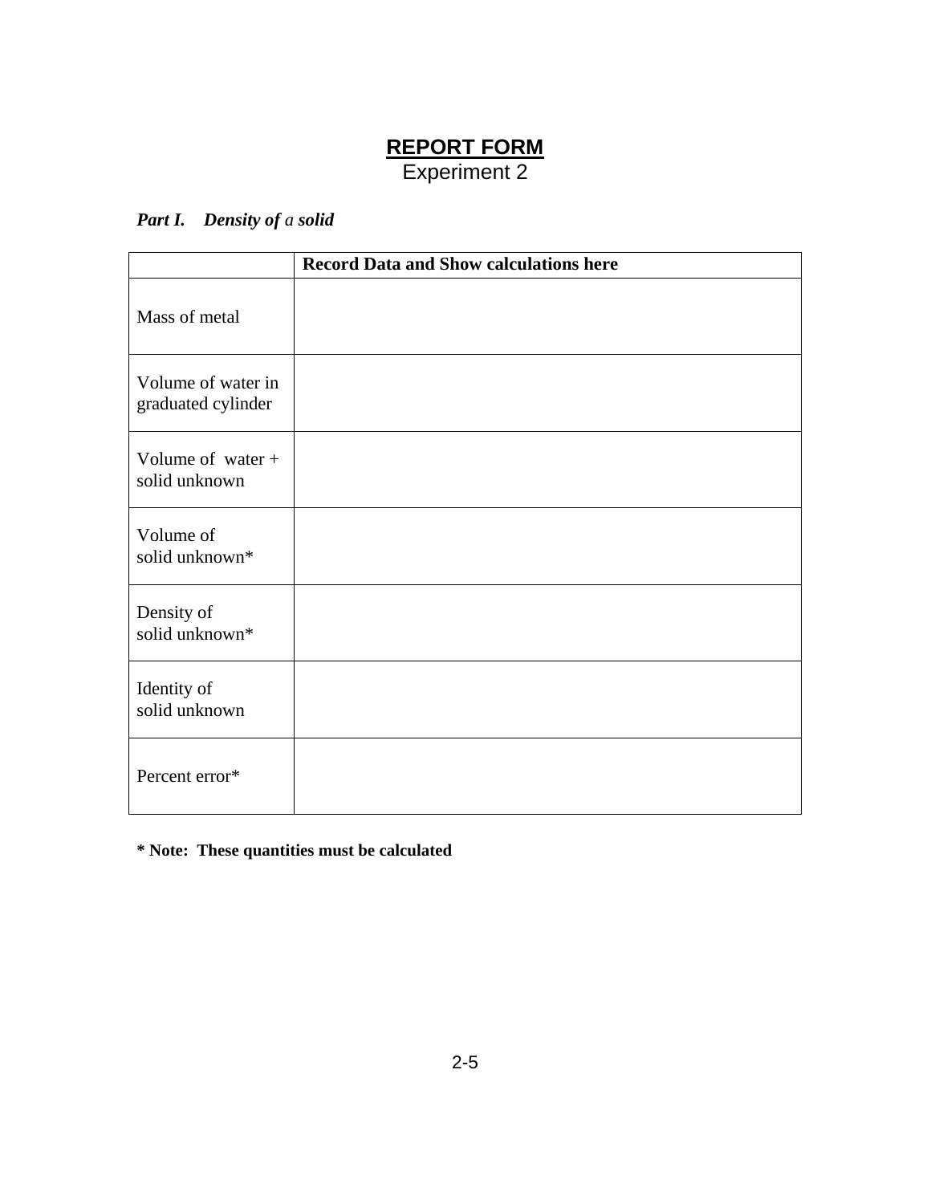# REPORT FORM

Experiment 2

***Part I. Density of a solid***

| | **Record Data and Show calculations here** |
|---|---|
| Mass of metal | |
| Volume of water in graduated cylinder | |
| Volume of water + solid unknown | |
| Volume of solid unknown* | |
| Density of solid unknown* | |
| Identity of solid unknown | |
| Percent error* | |

**\* Note: These quantities must be calculated**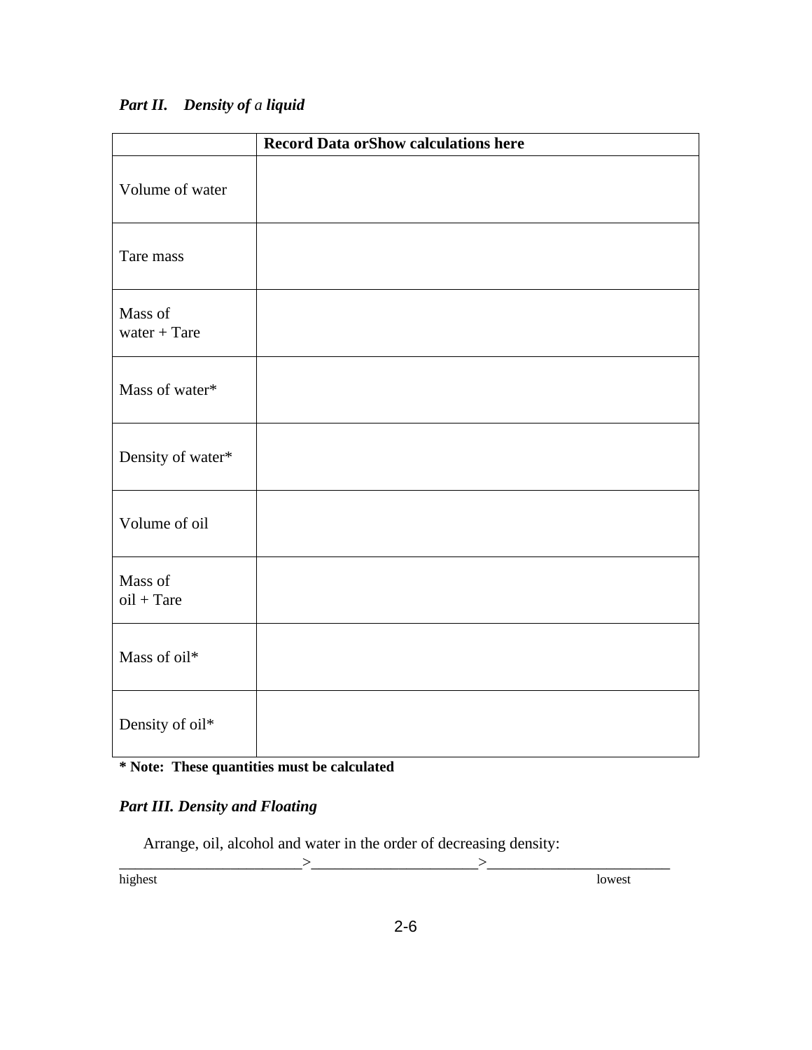### *Part II. Density of a liquid*

| | **Record Data orShow calculations here** |
|---|---|
| Volume of water | |
| Tare mass | |
| Mass of water + Tare | |
| Mass of water* | |
| Density of water* | |
| Volume of oil | |
| Mass of oil + Tare | |
| Mass of oil* | |
| Density of oil* | |

**\* Note: These quantities must be calculated**

### *Part III. Density and Floating*

Arrange, oil, alcohol and water in the order of decreasing density:

________________________>_____________________>_______________________

highest lowest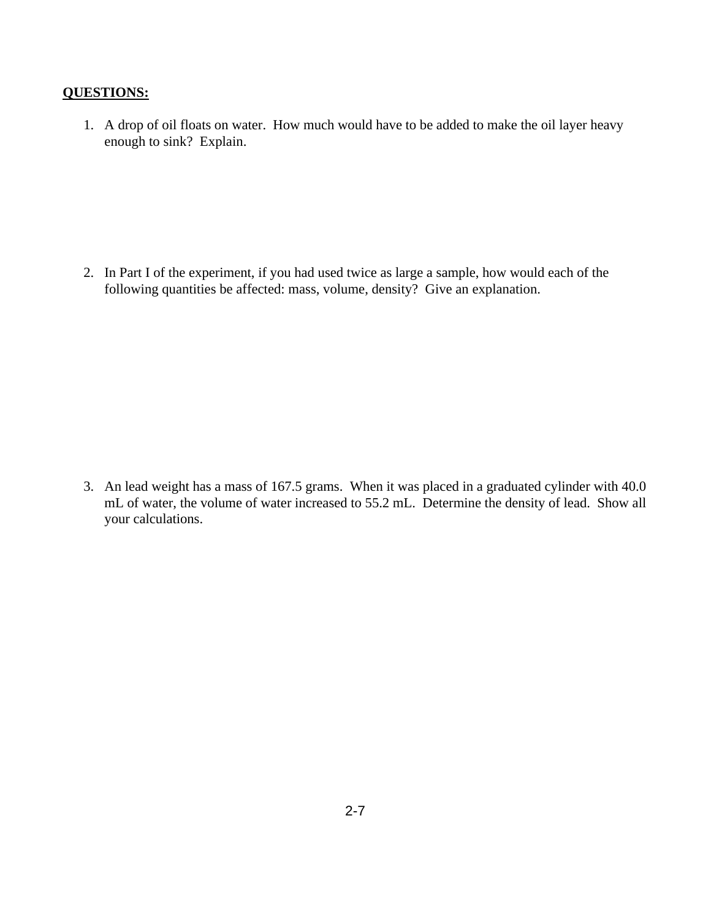**QUESTIONS:**

1. A drop of oil floats on water. How much would have to be added to make the oil layer heavy enough to sink? Explain.

2. In Part I of the experiment, if you had used twice as large a sample, how would each of the following quantities be affected: mass, volume, density? Give an explanation.

3. An lead weight has a mass of 167.5 grams. When it was placed in a graduated cylinder with 40.0 mL of water, the volume of water increased to 55.2 mL. Determine the density of lead. Show all your calculations.